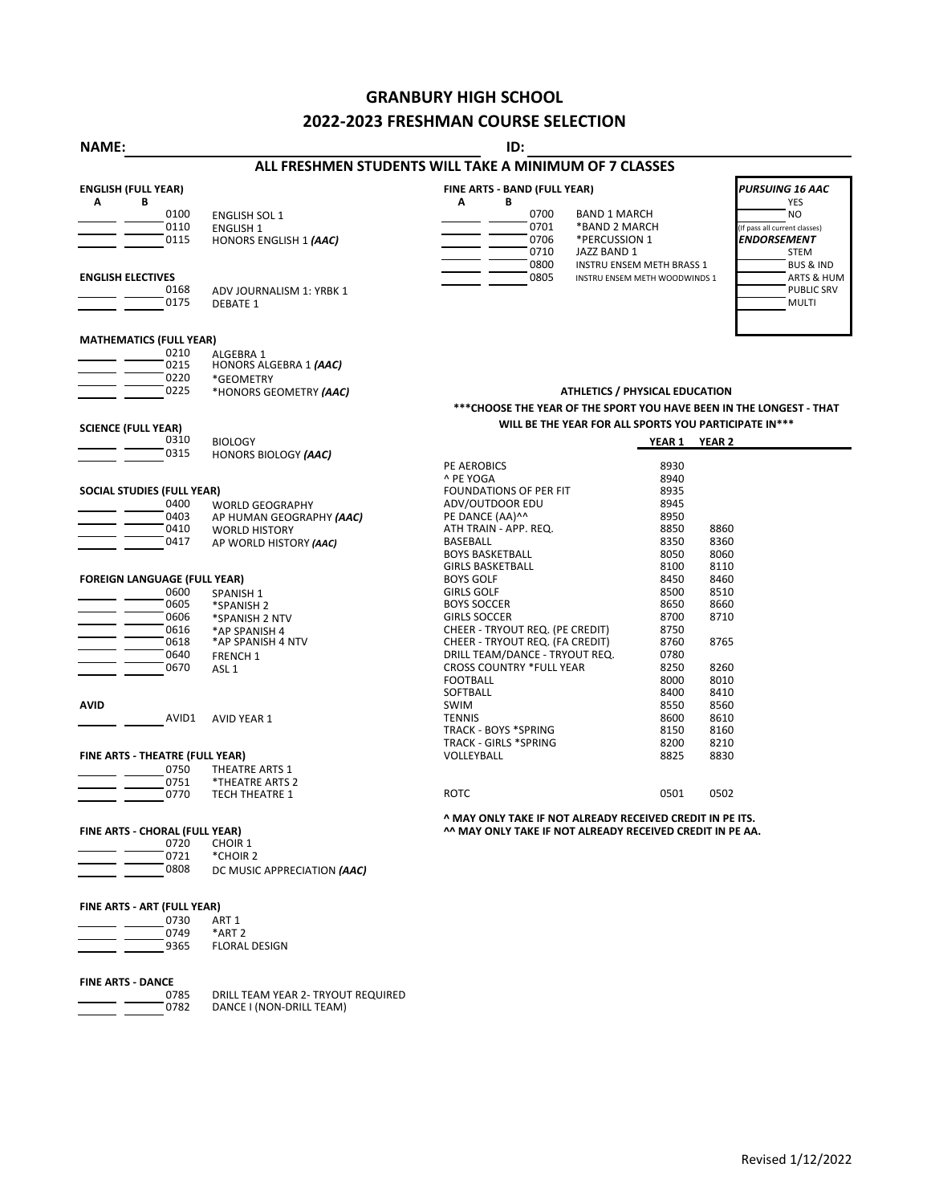# GRANBURY HIGH SCHOOL

# 2022-2023 FRESHMAN COURSE SELECTION

**NAME:** ______________________ **ID:** ______________________

## ALL FRESHMEN STUDENTS WILL TAKE A MINIMUM OF 7 CLASSES

### ENGLISH (FULL YEAR)

| A | B | Code | Course |
|---|---|---|---|
| ___ | ___ | 0100 | ENGLISH SOL 1 |
| ___ | ___ | 0110 | ENGLISH 1 |
| ___ | ___ | 0115 | HONORS ENGLISH 1 ***(AAC)*** |

### ENGLISH ELECTIVES

| A | B | Code | Course |
|---|---|---|---|
| ___ | ___ | 0168 | ADV JOURNALISM 1: YRBK 1 |
| ___ | ___ | 0175 | DEBATE 1 |

### MATHEMATICS (FULL YEAR)

| A | B | Code | Course |
|---|---|---|---|
| ___ | ___ | 0210 | ALGEBRA 1 |
| ___ | ___ | 0215 | HONORS ALGEBRA 1 ***(AAC)*** |
| ___ | ___ | 0220 | *GEOMETRY |
| ___ | ___ | 0225 | *HONORS GEOMETRY ***(AAC)*** |

### SCIENCE (FULL YEAR)

| A | B | Code | Course |
|---|---|---|---|
| ___ | ___ | 0310 | BIOLOGY |
| ___ | ___ | 0315 | HONORS BIOLOGY ***(AAC)*** |

### SOCIAL STUDIES (FULL YEAR)

| A | B | Code | Course |
|---|---|---|---|
| ___ | ___ | 0400 | WORLD GEOGRAPHY |
| ___ | ___ | 0403 | AP HUMAN GEOGRAPHY ***(AAC)*** |
| ___ | ___ | 0410 | WORLD HISTORY |
| ___ | ___ | 0417 | AP WORLD HISTORY ***(AAC)*** |

### FOREIGN LANGUAGE (FULL YEAR)

| A | B | Code | Course |
|---|---|---|---|
| ___ | ___ | 0600 | SPANISH 1 |
| ___ | ___ | 0605 | *SPANISH 2 |
| ___ | ___ | 0606 | *SPANISH 2 NTV |
| ___ | ___ | 0616 | *AP SPANISH 4 |
| ___ | ___ | 0618 | *AP SPANISH 4 NTV |
| ___ | ___ | 0640 | FRENCH 1 |
| ___ | ___ | 0670 | ASL 1 |

### AVID

| A | B | Code | Course |
|---|---|---|---|
| ___ | ___ | AVID1 | AVID YEAR 1 |

### FINE ARTS - THEATRE (FULL YEAR)

| A | B | Code | Course |
|---|---|---|---|
| ___ | ___ | 0750 | THEATRE ARTS 1 |
| ___ | ___ | 0751 | *THEATRE ARTS 2 |
| ___ | ___ | 0770 | TECH THEATRE 1 |

### FINE ARTS - CHORAL (FULL YEAR)

| A | B | Code | Course |
|---|---|---|---|
| ___ | ___ | 0720 | CHOIR 1 |
| ___ | ___ | 0721 | *CHOIR 2 |
| ___ | ___ | 0808 | DC MUSIC APPRECIATION ***(AAC)*** |

### FINE ARTS - ART (FULL YEAR)

| A | B | Code | Course |
|---|---|---|---|
| ___ | ___ | 0730 | ART 1 |
| ___ | ___ | 0749 | *ART 2 |
| ___ | ___ | 9365 | FLORAL DESIGN |

### FINE ARTS - DANCE

| A | B | Code | Course |
|---|---|---|---|
| ___ | ___ | 0785 | DRILL TEAM YEAR 2- TRYOUT REQUIRED |
| ___ | ___ | 0782 | DANCE I (NON-DRILL TEAM) |

### FINE ARTS - BAND (FULL YEAR)

| A | B | Code | Course |
|---|---|---|---|
| ___ | ___ | 0700 | BAND 1 MARCH |
| ___ | ___ | 0701 | *BAND 2 MARCH |
| ___ | ___ | 0706 | *PERCUSSION 1 |
| ___ | ___ | 0710 | JAZZ BAND 1 |
| ___ | ___ | 0800 | INSTRU ENSEM METH BRASS 1 |
| ___ | ___ | 0805 | INSTRU ENSEM METH WOODWINDS 1 |

***PURSUING 16 AAC***

___ YES
___ NO

(If pass all current classes)

***ENDORSEMENT***

___ STEM
___ BUS & IND
___ ARTS & HUM
___ PUBLIC SRV
___ MULTI

### ATHLETICS / PHYSICAL EDUCATION

**\*\*\*CHOOSE THE YEAR OF THE SPORT YOU HAVE BEEN IN THE LONGEST - THAT WILL BE THE YEAR FOR ALL SPORTS YOU PARTICIPATE IN\*\*\***

| Course | YEAR 1 | YEAR 2 |
|---|---|---|
| PE AEROBICS | 8930 | |
| ^ PE YOGA | 8940 | |
| FOUNDATIONS OF PER FIT | 8935 | |
| ADV/OUTDOOR EDU | 8945 | |
| PE DANCE (AA)^^ | 8950 | |
| ATH TRAIN - APP. REQ. | 8850 | 8860 |
| BASEBALL | 8350 | 8360 |
| BOYS BASKETBALL | 8050 | 8060 |
| GIRLS BASKETBALL | 8100 | 8110 |
| BOYS GOLF | 8450 | 8460 |
| GIRLS GOLF | 8500 | 8510 |
| BOYS SOCCER | 8650 | 8660 |
| GIRLS SOCCER | 8700 | 8710 |
| CHEER - TRYOUT REQ. (PE CREDIT) | 8750 | |
| CHEER - TRYOUT REQ. (FA CREDIT) | 8760 | 8765 |
| DRILL TEAM/DANCE - TRYOUT REQ. | 0780 | |
| CROSS COUNTRY *FULL YEAR | 8250 | 8260 |
| FOOTBALL | 8000 | 8010 |
| SOFTBALL | 8400 | 8410 |
| SWIM | 8550 | 8560 |
| TENNIS | 8600 | 8610 |
| TRACK - BOYS *SPRING | 8150 | 8160 |
| TRACK - GIRLS *SPRING | 8200 | 8210 |
| VOLLEYBALL | 8825 | 8830 |
| ROTC | 0501 | 0502 |

**^ MAY ONLY TAKE IF NOT ALREADY RECEIVED CREDIT IN PE ITS.**
**^^ MAY ONLY TAKE IF NOT ALREADY RECEIVED CREDIT IN PE AA.**

Revised 1/12/2022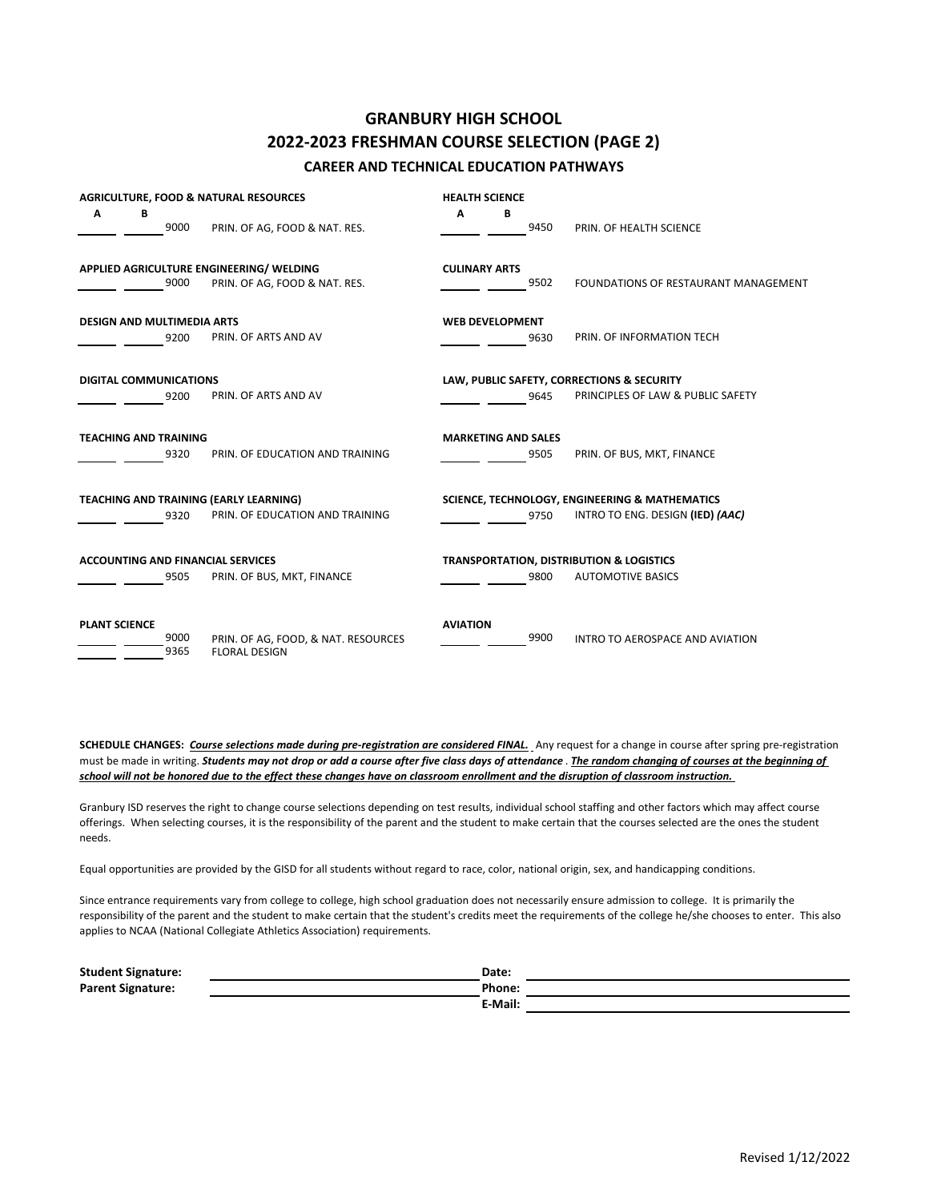# GRANBURY HIGH SCHOOL

## 2022-2023 FRESHMAN COURSE SELECTION (PAGE 2)

### CAREER AND TECHNICAL EDUCATION PATHWAYS

**AGRICULTURE, FOOD & NATURAL RESOURCES**

| A | B | | |
|---|---|---|---|
| ______ | ______ | 9000 | PRIN. OF AG, FOOD & NAT. RES. |

**APPLIED AGRICULTURE ENGINEERING/ WELDING**

| | | | |
|---|---|---|---|
| ______ | ______ | 9000 | PRIN. OF AG, FOOD & NAT. RES. |

**DESIGN AND MULTIMEDIA ARTS**

| | | | |
|---|---|---|---|
| ______ | ______ | 9200 | PRIN. OF ARTS AND AV |

**DIGITAL COMMUNICATIONS**

| | | | |
|---|---|---|---|
| ______ | ______ | 9200 | PRIN. OF ARTS AND AV |

**TEACHING AND TRAINING**

| | | | |
|---|---|---|---|
| ______ | ______ | 9320 | PRIN. OF EDUCATION AND TRAINING |

**TEACHING AND TRAINING (EARLY LEARNING)**

| | | | |
|---|---|---|---|
| ______ | ______ | 9320 | PRIN. OF EDUCATION AND TRAINING |

**ACCOUNTING AND FINANCIAL SERVICES**

| | | | |
|---|---|---|---|
| ______ | ______ | 9505 | PRIN. OF BUS, MKT, FINANCE |

**PLANT SCIENCE**

| | | | |
|---|---|---|---|
| ______ | ______ | 9000 | PRIN. OF AG, FOOD, & NAT. RESOURCES |
| ______ | ______ | 9365 | FLORAL DESIGN |

**HEALTH SCIENCE**

| A | B | | |
|---|---|---|---|
| ______ | ______ | 9450 | PRIN. OF HEALTH SCIENCE |

**CULINARY ARTS**

| | | | |
|---|---|---|---|
| ______ | ______ | 9502 | FOUNDATIONS OF RESTAURANT MANAGEMENT |

**WEB DEVELOPMENT**

| | | | |
|---|---|---|---|
| ______ | ______ | 9630 | PRIN. OF INFORMATION TECH |

**LAW, PUBLIC SAFETY, CORRECTIONS & SECURITY**

| | | | |
|---|---|---|---|
| ______ | ______ | 9645 | PRINCIPLES OF LAW & PUBLIC SAFETY |

**MARKETING AND SALES**

| | | | |
|---|---|---|---|
| ______ | ______ | 9505 | PRIN. OF BUS, MKT, FINANCE |

**SCIENCE, TECHNOLOGY, ENGINEERING & MATHEMATICS**

| | | | |
|---|---|---|---|
| ______ | ______ | 9750 | INTRO TO ENG. DESIGN **(IED)** ***(AAC)*** |

**TRANSPORTATION, DISTRIBUTION & LOGISTICS**

| | | | |
|---|---|---|---|
| ______ | ______ | 9800 | AUTOMOTIVE BASICS |

**AVIATION**

| | | | |
|---|---|---|---|
| ______ | ______ | 9900 | INTRO TO AEROSPACE AND AVIATION |

**SCHEDULE CHANGES:** ***Course selections made during pre-registration are considered FINAL.*** Any request for a change in course after spring pre-registration must be made in writing. ***Students may not drop or add a course after five class days of attendance*** . ***The random changing of courses at the beginning of school will not be honored due to the effect these changes have on classroom enrollment and the disruption of classroom instruction.***

Granbury ISD reserves the right to change course selections depending on test results, individual school staffing and other factors which may affect course offerings. When selecting courses, it is the responsibility of the parent and the student to make certain that the courses selected are the ones the student needs.

Equal opportunities are provided by the GISD for all students without regard to race, color, national origin, sex, and handicapping conditions.

Since entrance requirements vary from college to college, high school graduation does not necessarily ensure admission to college. It is primarily the responsibility of the parent and the student to make certain that the student's credits meet the requirements of the college he/she chooses to enter. This also applies to NCAA (National Collegiate Athletics Association) requirements.

**Student Signature:** ______________________________ **Date:** ______________________________

**Parent Signature:** ______________________________ **Phone:** ______________________________

**E-Mail:** ______________________________

Revised 1/12/2022